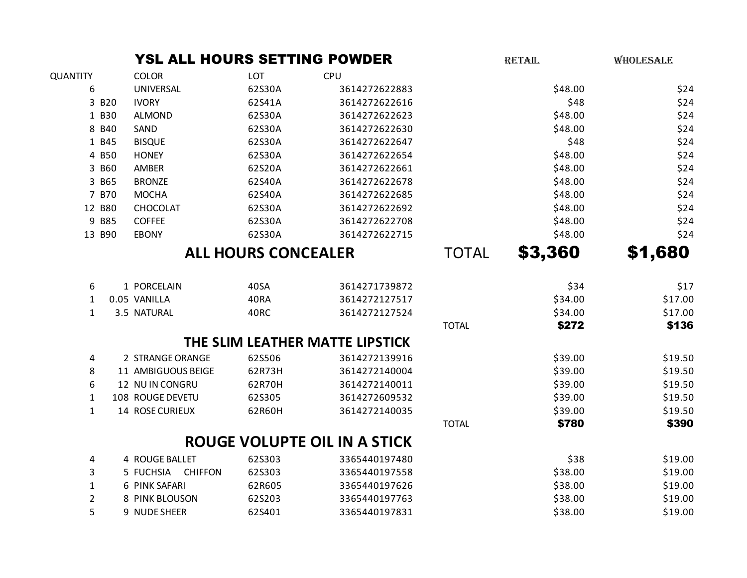## YSL ALL HOURS SETTING POWDER

| QUANTITY | | COLOR | LOT | CPU | | RETAIL | WHOLESALE |
|---|---|---|---|---|---|---|---|
| 6 | | UNIVERSAL | 62S30A | 3614272622883 | | $48.00 | $24 |
| 3 | B20 | IVORY | 62S41A | 3614272622616 | | $48 | $24 |
| 1 | B30 | ALMOND | 62S30A | 3614272622623 | | $48.00 | $24 |
| 8 | B40 | SAND | 62S30A | 3614272622630 | | $48.00 | $24 |
| 1 | B45 | BISQUE | 62S30A | 3614272622647 | | $48 | $24 |
| 4 | B50 | HONEY | 62S30A | 3614272622654 | | $48.00 | $24 |
| 3 | B60 | AMBER | 62S20A | 3614272622661 | | $48.00 | $24 |
| 3 | B65 | BRONZE | 62S40A | 3614272622678 | | $48.00 | $24 |
| 7 | B70 | MOCHA | 62S40A | 3614272622685 | | $48.00 | $24 |
| 12 | B80 | CHOCOLAT | 62S30A | 3614272622692 | | $48.00 | $24 |
| 9 | B85 | COFFEE | 62S30A | 3614272622708 | | $48.00 | $24 |
| 13 | B90 | EBONY | 62S30A | 3614272622715 | | $48.00 | $24 |
| | | | | | TOTAL | **$3,360** | **$1,680** |

## ALL HOURS CONCEALER

| QUANTITY | | COLOR | LOT | CPU | | RETAIL | WHOLESALE |
|---|---|---|---|---|---|---|---|
| 6 | 1 | PORCELAIN | 40SA | 3614271739872 | | $34 | $17 |
| 1 | 0.05 | VANILLA | 40RA | 3614272127517 | | $34.00 | $17.00 |
| 1 | 3.5 | NATURAL | 40RC | 3614272127524 | | $34.00 | $17.00 |
| | | | | | TOTAL | **$272** | **$136** |

## THE SLIM LEATHER MATTE LIPSTICK

| QUANTITY | | COLOR | LOT | CPU | | RETAIL | WHOLESALE |
|---|---|---|---|---|---|---|---|
| 4 | 2 | STRANGE ORANGE | 62S506 | 3614272139916 | | $39.00 | $19.50 |
| 8 | 11 | AMBIGUOUS BEIGE | 62R73H | 3614272140004 | | $39.00 | $19.50 |
| 6 | 12 | NU IN CONGRU | 62R70H | 3614272140011 | | $39.00 | $19.50 |
| 1 | 108 | ROUGE DEVETU | 62S305 | 3614272609532 | | $39.00 | $19.50 |
| 1 | 14 | ROSE CURIEUX | 62R60H | 3614272140035 | | $39.00 | $19.50 |
| | | | | | TOTAL | **$780** | **$390** |

## ROUGE VOLUPTE OIL IN A STICK

| QUANTITY | | COLOR | LOT | CPU | | RETAIL | WHOLESALE |
|---|---|---|---|---|---|---|---|
| 4 | 4 | ROUGE BALLET | 62S303 | 3365440197480 | | $38 | $19.00 |
| 3 | 5 | FUCHSIA CHIFFON | 62S303 | 3365440197558 | | $38.00 | $19.00 |
| 1 | 6 | PINK SAFARI | 62R605 | 3365440197626 | | $38.00 | $19.00 |
| 2 | 8 | PINK BLOUSON | 62S203 | 3365440197763 | | $38.00 | $19.00 |
| 5 | 9 | NUDE SHEER | 62S401 | 3365440197831 | | $38.00 | $19.00 |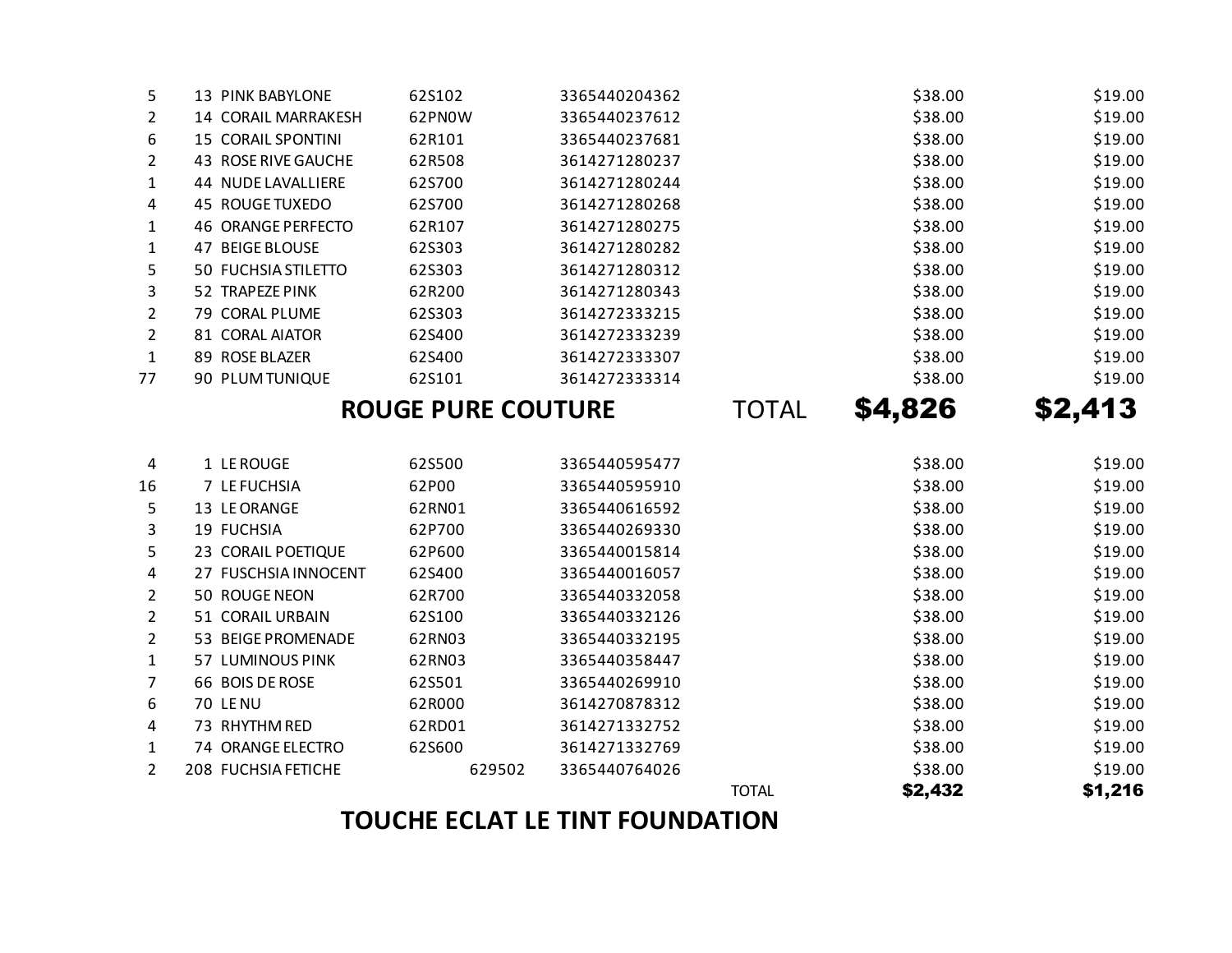| | | | | | | |
|---|---|---|---|---|---|---|
| 5 | 13 | PINK BABYLONE | 62S102 | 3365440204362 | $38.00 | $19.00 |
| 2 | 14 | CORAIL MARRAKESH | 62PN0W | 3365440237612 | $38.00 | $19.00 |
| 6 | 15 | CORAIL SPONTINI | 62R101 | 3365440237681 | $38.00 | $19.00 |
| 2 | 43 | ROSE RIVE GAUCHE | 62R508 | 3614271280237 | $38.00 | $19.00 |
| 1 | 44 | NUDE LAVALLIERE | 62S700 | 3614271280244 | $38.00 | $19.00 |
| 4 | 45 | ROUGE TUXEDO | 62S700 | 3614271280268 | $38.00 | $19.00 |
| 1 | 46 | ORANGE PERFECTO | 62R107 | 3614271280275 | $38.00 | $19.00 |
| 1 | 47 | BEIGE BLOUSE | 62S303 | 3614271280282 | $38.00 | $19.00 |
| 5 | 50 | FUCHSIA STILETTO | 62S303 | 3614271280312 | $38.00 | $19.00 |
| 3 | 52 | TRAPEZE PINK | 62R200 | 3614271280343 | $38.00 | $19.00 |
| 2 | 79 | CORAL PLUME | 62S303 | 3614272333215 | $38.00 | $19.00 |
| 2 | 81 | CORAL AIATOR | 62S400 | 3614272333239 | $38.00 | $19.00 |
| 1 | 89 | ROSE BLAZER | 62S400 | 3614272333307 | $38.00 | $19.00 |
| 77 | 90 | PLUM TUNIQUE | 62S101 | 3614272333314 | $38.00 | $19.00 |

**ROUGE PURE COUTURE** TOTAL **$4,826** **$2,413**

| | | | | | | |
|---|---|---|---|---|---|---|
| 4 | 1 | LE ROUGE | 62S500 | 3365440595477 | $38.00 | $19.00 |
| 16 | 7 | LE FUCHSIA | 62P00 | 3365440595910 | $38.00 | $19.00 |
| 5 | 13 | LE ORANGE | 62RN01 | 3365440616592 | $38.00 | $19.00 |
| 3 | 19 | FUCHSIA | 62P700 | 3365440269330 | $38.00 | $19.00 |
| 5 | 23 | CORAIL POETIQUE | 62P600 | 3365440015814 | $38.00 | $19.00 |
| 4 | 27 | FUSCHSIA INNOCENT | 62S400 | 3365440016057 | $38.00 | $19.00 |
| 2 | 50 | ROUGE NEON | 62R700 | 3365440332058 | $38.00 | $19.00 |
| 2 | 51 | CORAIL URBAIN | 62S100 | 3365440332126 | $38.00 | $19.00 |
| 2 | 53 | BEIGE PROMENADE | 62RN03 | 3365440332195 | $38.00 | $19.00 |
| 1 | 57 | LUMINOUS PINK | 62RN03 | 3365440358447 | $38.00 | $19.00 |
| 7 | 66 | BOIS DE ROSE | 62S501 | 3365440269910 | $38.00 | $19.00 |
| 6 | 70 | LE NU | 62R000 | 3614270878312 | $38.00 | $19.00 |
| 4 | 73 | RHYTHM RED | 62RD01 | 3614271332752 | $38.00 | $19.00 |
| 1 | 74 | ORANGE ELECTRO | 62S600 | 3614271332769 | $38.00 | $19.00 |
| 2 | 208 | FUCHSIA FETICHE | 629502 | 3365440764026 | $38.00 | $19.00 |
| | | | | TOTAL | **$2,432** | **$1,216** |

**TOUCHE ECLAT LE TINT FOUNDATION**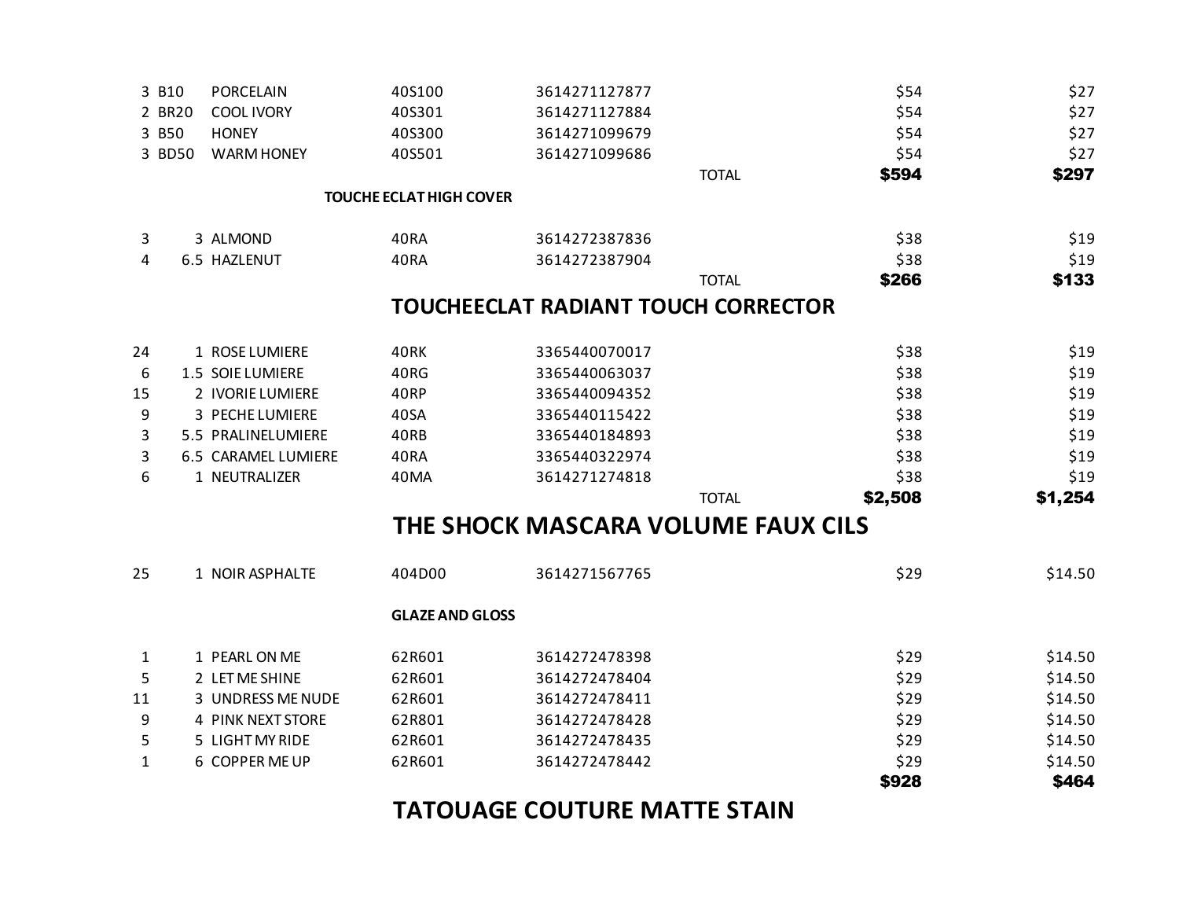| | | | | | | | |
|---|---|---|---|---|---|---|---|
| 3 | B10 | PORCELAIN | 40S100 | 3614271127877 | | $54 | $27 |
| 2 | BR20 | COOL IVORY | 40S301 | 3614271127884 | | $54 | $27 |
| 3 | B50 | HONEY | 40S300 | 3614271099679 | | $54 | $27 |
| 3 | BD50 | WARM HONEY | 40S501 | 3614271099686 | | $54 | $27 |
| | | | | | TOTAL | **$594** | **$297** |

**TOUCHE ECLAT HIGH COVER**

| | | | | | | | |
|---|---|---|---|---|---|---|---|
| 3 | 3 | ALMOND | 40RA | 3614272387836 | | $38 | $19 |
| 4 | 6.5 | HAZLENUT | 40RA | 3614272387904 | | $38 | $19 |
| | | | | | TOTAL | **$266** | **$133** |

## TOUCHEECLAT RADIANT TOUCH CORRECTOR

| | | | | | | | |
|---|---|---|---|---|---|---|---|
| 24 | 1 | ROSE LUMIERE | 40RK | 3365440070017 | | $38 | $19 |
| 6 | 1.5 | SOIE LUMIERE | 40RG | 3365440063037 | | $38 | $19 |
| 15 | 2 | IVORIE LUMIERE | 40RP | 3365440094352 | | $38 | $19 |
| 9 | 3 | PECHE LUMIERE | 40SA | 3365440115422 | | $38 | $19 |
| 3 | 5.5 | PRALINELUMIERE | 40RB | 3365440184893 | | $38 | $19 |
| 3 | 6.5 | CARAMEL LUMIERE | 40RA | 3365440322974 | | $38 | $19 |
| 6 | 1 | NEUTRALIZER | 40MA | 3614271274818 | | $38 | $19 |
| | | | | | TOTAL | **$2,508** | **$1,254** |

## THE SHOCK MASCARA VOLUME FAUX CILS

| | | | | | | | |
|---|---|---|---|---|---|---|---|
| 25 | 1 | NOIR ASPHALTE | 404D00 | 3614271567765 | | $29 | $14.50 |

**GLAZE AND GLOSS**

| | | | | | | | |
|---|---|---|---|---|---|---|---|
| 1 | 1 | PEARL ON ME | 62R601 | 3614272478398 | | $29 | $14.50 |
| 5 | 2 | LET ME SHINE | 62R601 | 3614272478404 | | $29 | $14.50 |
| 11 | 3 | UNDRESS ME NUDE | 62R601 | 3614272478411 | | $29 | $14.50 |
| 9 | 4 | PINK NEXT STORE | 62R801 | 3614272478428 | | $29 | $14.50 |
| 5 | 5 | LIGHT MY RIDE | 62R601 | 3614272478435 | | $29 | $14.50 |
| 1 | 6 | COPPER ME UP | 62R601 | 3614272478442 | | $29 | $14.50 |
| | | | | | | **$928** | **$464** |

## TATOUAGE COUTURE MATTE STAIN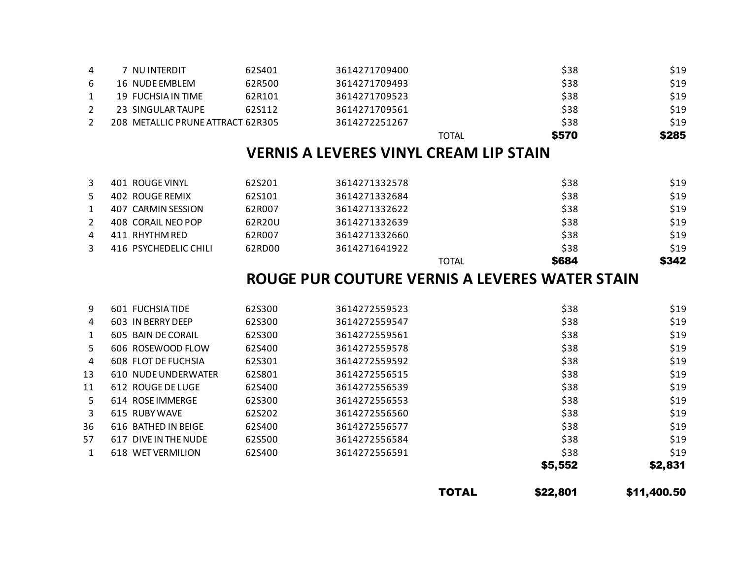| | | | | | | |
|---|---|---|---|---|---|---|
| 4 | 7 | NU INTERDIT | 62S401 | 3614271709400 | $38 | $19 |
| 6 | 16 | NUDE EMBLEM | 62R500 | 3614271709493 | $38 | $19 |
| 1 | 19 | FUCHSIA IN TIME | 62R101 | 3614271709523 | $38 | $19 |
| 2 | 23 | SINGULAR TAUPE | 62S112 | 3614271709561 | $38 | $19 |
| 2 | 208 | METALLIC PRUNE ATTRACT | 62R305 | 3614272251267 | $38 | $19 |
| | | | | TOTAL | **$570** | **$285** |

## VERNIS A LEVERES VINYL CREAM LIP STAIN

| | | | | | | |
|---|---|---|---|---|---|---|
| 3 | 401 | ROUGE VINYL | 62S201 | 3614271332578 | $38 | $19 |
| 5 | 402 | ROUGE REMIX | 62S101 | 3614271332684 | $38 | $19 |
| 1 | 407 | CARMIN SESSION | 62R007 | 3614271332622 | $38 | $19 |
| 2 | 408 | CORAIL NEO POP | 62R20U | 3614271332639 | $38 | $19 |
| 4 | 411 | RHYTHM RED | 62R007 | 3614271332660 | $38 | $19 |
| 3 | 416 | PSYCHEDELIC CHILI | 62RD00 | 3614271641922 | $38 | $19 |
| | | | | TOTAL | **$684** | **$342** |

## ROUGE PUR COUTURE VERNIS A LEVERES WATER STAIN

| | | | | | | |
|---|---|---|---|---|---|---|
| 9 | 601 | FUCHSIA TIDE | 62S300 | 3614272559523 | $38 | $19 |
| 4 | 603 | IN BERRY DEEP | 62S300 | 3614272559547 | $38 | $19 |
| 1 | 605 | BAIN DE CORAIL | 62S300 | 3614272559561 | $38 | $19 |
| 5 | 606 | ROSEWOOD FLOW | 62S400 | 3614272559578 | $38 | $19 |
| 4 | 608 | FLOT DE FUCHSIA | 62S301 | 3614272559592 | $38 | $19 |
| 13 | 610 | NUDE UNDERWATER | 62S801 | 3614272556515 | $38 | $19 |
| 11 | 612 | ROUGE DE LUGE | 62S400 | 3614272556539 | $38 | $19 |
| 5 | 614 | ROSE IMMERGE | 62S300 | 3614272556553 | $38 | $19 |
| 3 | 615 | RUBY WAVE | 62S202 | 3614272556560 | $38 | $19 |
| 36 | 616 | BATHED IN BEIGE | 62S400 | 3614272556577 | $38 | $19 |
| 57 | 617 | DIVE IN THE NUDE | 62S500 | 3614272556584 | $38 | $19 |
| 1 | 618 | WET VERMILION | 62S400 | 3614272556591 | $38 | $19 |
| | | | | | **$5,552** | **$2,831** |
| | | | | **TOTAL** | **$22,801** | **$11,400.50** |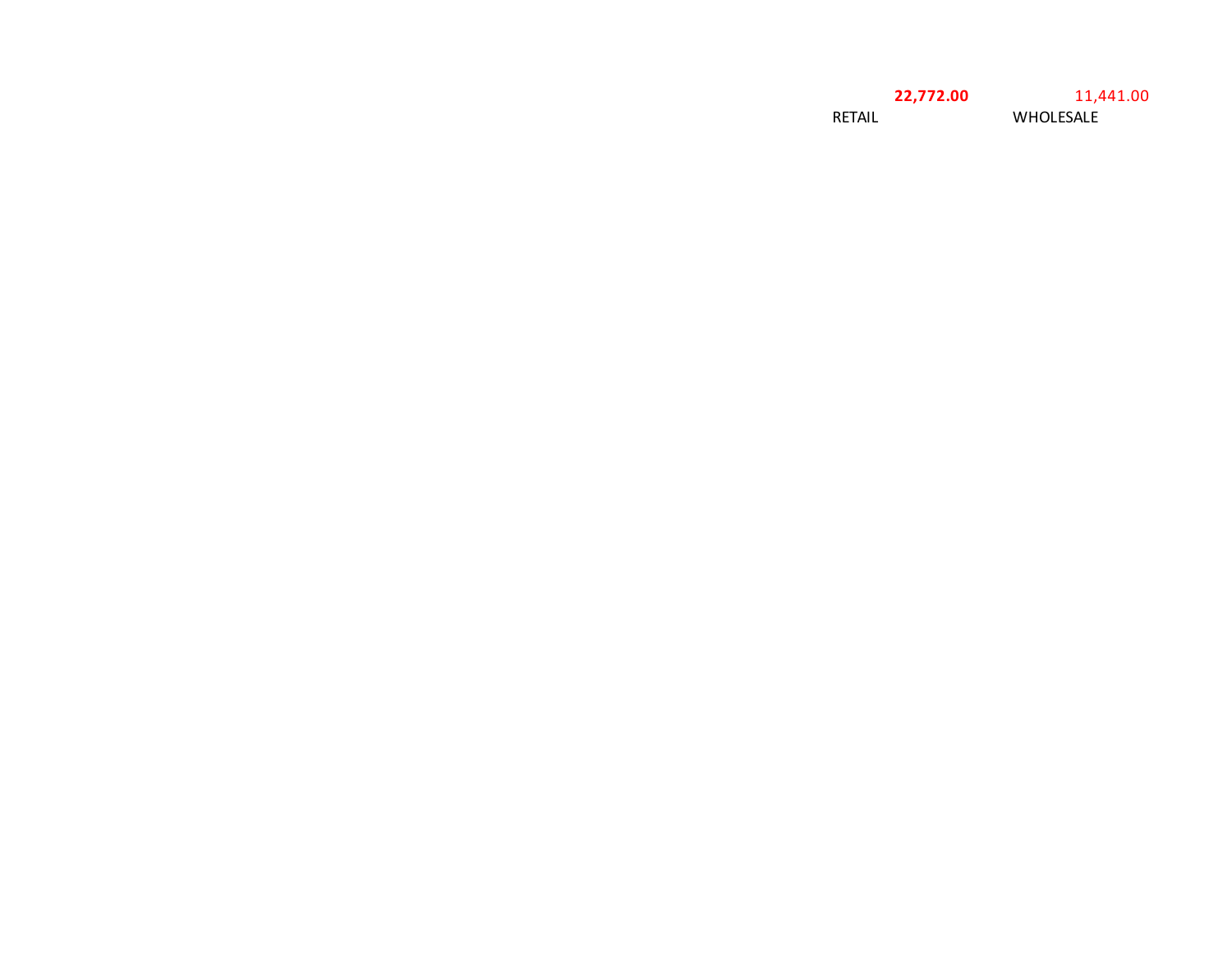| | |
|---|---|
| **22,772.00** | 11,441.00 |
| RETAIL | WHOLESALE |